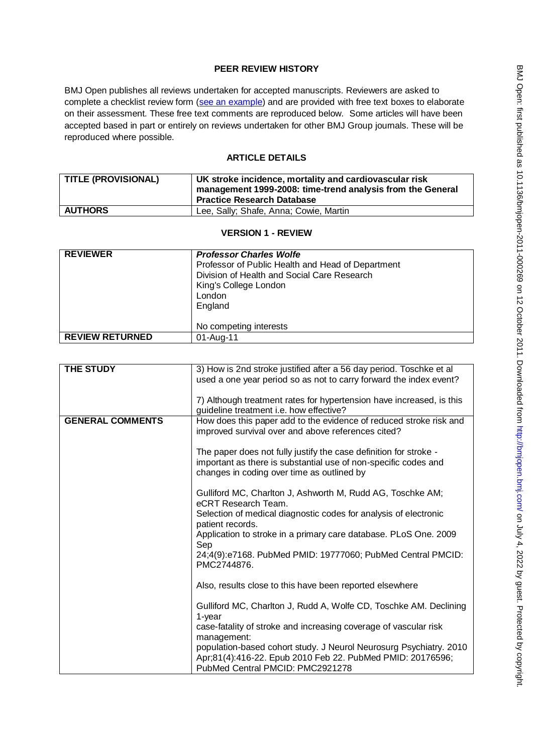## PEER REVIEW HISTORY

BMJ Open publishes all reviews undertaken for accepted manuscripts. Reviewers are asked to complete a checklist review form (see an example) and are provided with free text boxes to elaborate on their assessment. These free text comments are reproduced below. Some articles will have been accepted based in part or entirely on reviews undertaken for other BMJ Group journals. These will be reproduced where possible.

### ARTICLE DETAILS

| | |
|---|---|
| **TITLE (PROVISIONAL)** | **UK stroke incidence, mortality and cardiovascular risk management 1999-2008: time-trend analysis from the General Practice Research Database** |
| **AUTHORS** | Lee, Sally; Shafe, Anna; Cowie, Martin |

### VERSION 1 - REVIEW

| | |
|---|---|
| **REVIEWER** | ***Professor Charles Wolfe***<br>Professor of Public Health and Head of Department<br>Division of Health and Social Care Research<br>King's College London<br>London<br>England<br><br>No competing interests |
| **REVIEW RETURNED** | 01-Aug-11 |

| | |
|---|---|
| **THE STUDY** | 3) How is 2nd stroke justified after a 56 day period. Toschke et al used a one year period so as not to carry forward the index event?<br><br>7) Although treatment rates for hypertension have increased, is this guideline treatment i.e. how effective? |
| **GENERAL COMMENTS** | How does this paper add to the evidence of reduced stroke risk and improved survival over and above references cited?<br><br>The paper does not fully justify the case definition for stroke - important as there is substantial use of non-specific codes and changes in coding over time as outlined by<br><br>Gulliford MC, Charlton J, Ashworth M, Rudd AG, Toschke AM; eCRT Research Team.<br>Selection of medical diagnostic codes for analysis of electronic patient records.<br>Application to stroke in a primary care database. PLoS One. 2009 Sep<br>24;4(9):e7168. PubMed PMID: 19777060; PubMed Central PMCID: PMC2744876.<br><br>Also, results close to this have been reported elsewhere<br><br>Gulliford MC, Charlton J, Rudd A, Wolfe CD, Toschke AM. Declining 1-year<br>case-fatality of stroke and increasing coverage of vascular risk management:<br>population-based cohort study. J Neurol Neurosurg Psychiatry. 2010 Apr;81(4):416-22. Epub 2010 Feb 22. PubMed PMID: 20176596; PubMed Central PMCID: PMC2921278 |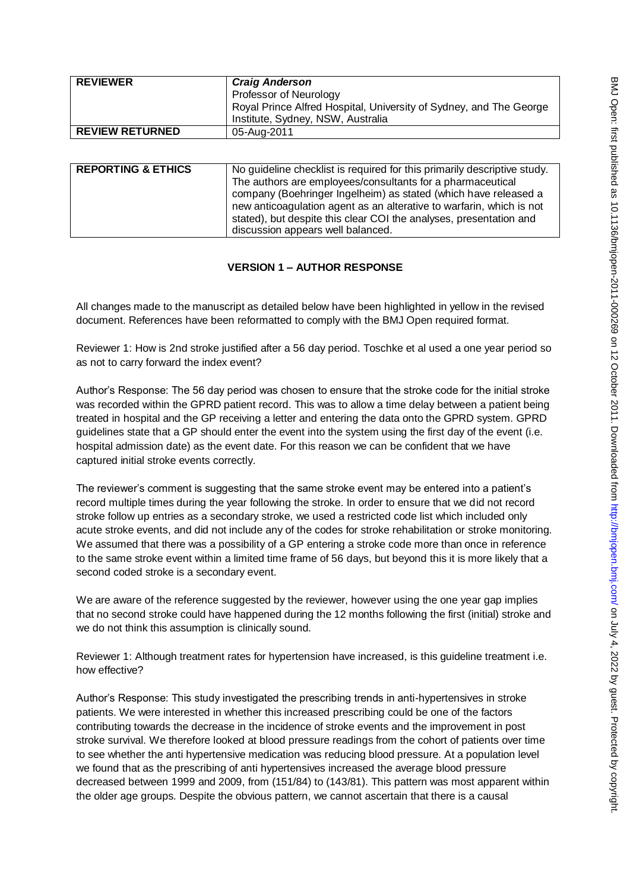| REVIEWER | *Craig Anderson* Professor of Neurology Royal Prince Alfred Hospital, University of Sydney, and The George Institute, Sydney, NSW, Australia |
|---|---|
| REVIEW RETURNED | 05-Aug-2011 |

| REPORTING & ETHICS | No guideline checklist is required for this primarily descriptive study. The authors are employees/consultants for a pharmaceutical company (Boehringer Ingelheim) as stated (which have released a new anticoagulation agent as an alterative to warfarin, which is not stated), but despite this clear COI the analyses, presentation and discussion appears well balanced. |
|---|---|

## VERSION 1 – AUTHOR RESPONSE

All changes made to the manuscript as detailed below have been highlighted in yellow in the revised document. References have been reformatted to comply with the BMJ Open required format.

Reviewer 1: How is 2nd stroke justified after a 56 day period. Toschke et al used a one year period so as not to carry forward the index event?

Author's Response: The 56 day period was chosen to ensure that the stroke code for the initial stroke was recorded within the GPRD patient record. This was to allow a time delay between a patient being treated in hospital and the GP receiving a letter and entering the data onto the GPRD system. GPRD guidelines state that a GP should enter the event into the system using the first day of the event (i.e. hospital admission date) as the event date. For this reason we can be confident that we have captured initial stroke events correctly.

The reviewer's comment is suggesting that the same stroke event may be entered into a patient's record multiple times during the year following the stroke. In order to ensure that we did not record stroke follow up entries as a secondary stroke, we used a restricted code list which included only acute stroke events, and did not include any of the codes for stroke rehabilitation or stroke monitoring. We assumed that there was a possibility of a GP entering a stroke code more than once in reference to the same stroke event within a limited time frame of 56 days, but beyond this it is more likely that a second coded stroke is a secondary event.

We are aware of the reference suggested by the reviewer, however using the one year gap implies that no second stroke could have happened during the 12 months following the first (initial) stroke and we do not think this assumption is clinically sound.

Reviewer 1: Although treatment rates for hypertension have increased, is this guideline treatment i.e. how effective?

Author's Response: This study investigated the prescribing trends in anti-hypertensives in stroke patients. We were interested in whether this increased prescribing could be one of the factors contributing towards the decrease in the incidence of stroke events and the improvement in post stroke survival. We therefore looked at blood pressure readings from the cohort of patients over time to see whether the anti hypertensive medication was reducing blood pressure. At a population level we found that as the prescribing of anti hypertensives increased the average blood pressure decreased between 1999 and 2009, from (151/84) to (143/81). This pattern was most apparent within the older age groups. Despite the obvious pattern, we cannot ascertain that there is a causal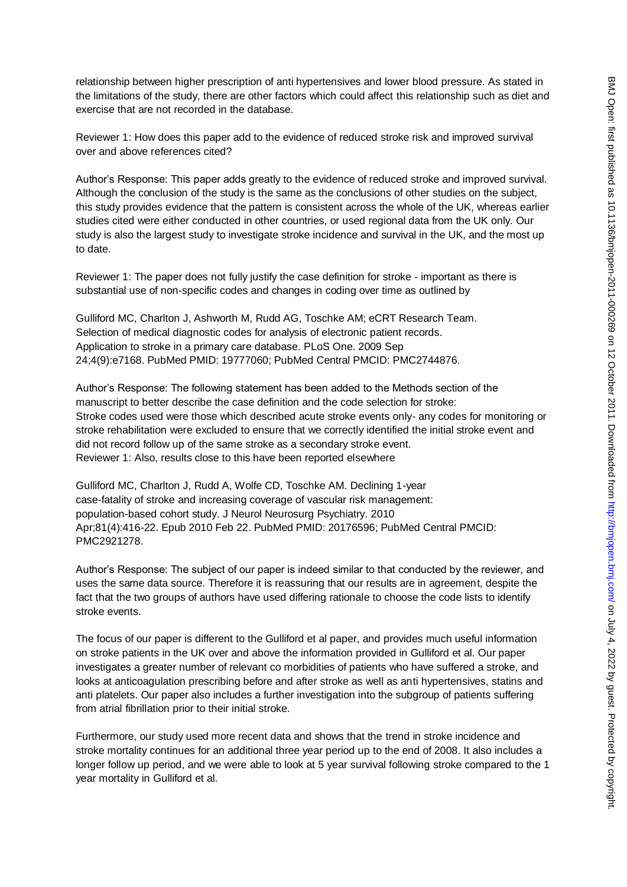relationship between higher prescription of anti hypertensives and lower blood pressure. As stated in the limitations of the study, there are other factors which could affect this relationship such as diet and exercise that are not recorded in the database.

Reviewer 1: How does this paper add to the evidence of reduced stroke risk and improved survival over and above references cited?

Author's Response: This paper adds greatly to the evidence of reduced stroke and improved survival. Although the conclusion of the study is the same as the conclusions of other studies on the subject, this study provides evidence that the pattern is consistent across the whole of the UK, whereas earlier studies cited were either conducted in other countries, or used regional data from the UK only. Our study is also the largest study to investigate stroke incidence and survival in the UK, and the most up to date.

Reviewer 1: The paper does not fully justify the case definition for stroke - important as there is substantial use of non-specific codes and changes in coding over time as outlined by

Gulliford MC, Charlton J, Ashworth M, Rudd AG, Toschke AM; eCRT Research Team. Selection of medical diagnostic codes for analysis of electronic patient records. Application to stroke in a primary care database. PLoS One. 2009 Sep 24;4(9):e7168. PubMed PMID: 19777060; PubMed Central PMCID: PMC2744876.

Author's Response: The following statement has been added to the Methods section of the manuscript to better describe the case definition and the code selection for stroke:
Stroke codes used were those which described acute stroke events only- any codes for monitoring or stroke rehabilitation were excluded to ensure that we correctly identified the initial stroke event and did not record follow up of the same stroke as a secondary stroke event.
Reviewer 1: Also, results close to this have been reported elsewhere

Gulliford MC, Charlton J, Rudd A, Wolfe CD, Toschke AM. Declining 1-year case-fatality of stroke and increasing coverage of vascular risk management: population-based cohort study. J Neurol Neurosurg Psychiatry. 2010 Apr;81(4):416-22. Epub 2010 Feb 22. PubMed PMID: 20176596; PubMed Central PMCID: PMC2921278.

Author's Response: The subject of our paper is indeed similar to that conducted by the reviewer, and uses the same data source. Therefore it is reassuring that our results are in agreement, despite the fact that the two groups of authors have used differing rationale to choose the code lists to identify stroke events.

The focus of our paper is different to the Gulliford et al paper, and provides much useful information on stroke patients in the UK over and above the information provided in Gulliford et al. Our paper investigates a greater number of relevant co morbidities of patients who have suffered a stroke, and looks at anticoagulation prescribing before and after stroke as well as anti hypertensives, statins and anti platelets. Our paper also includes a further investigation into the subgroup of patients suffering from atrial fibrillation prior to their initial stroke.

Furthermore, our study used more recent data and shows that the trend in stroke incidence and stroke mortality continues for an additional three year period up to the end of 2008. It also includes a longer follow up period, and we were able to look at 5 year survival following stroke compared to the 1 year mortality in Gulliford et al.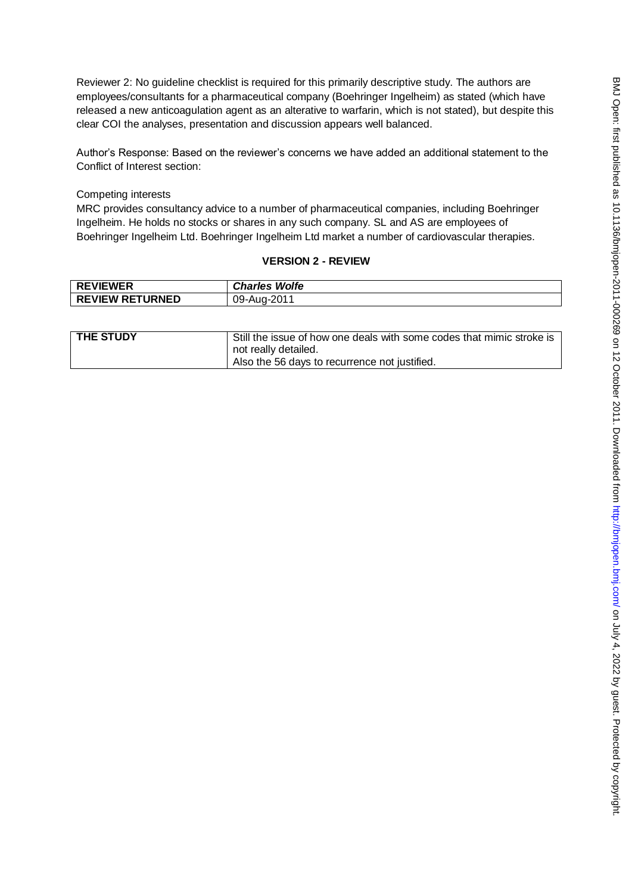Reviewer 2: No guideline checklist is required for this primarily descriptive study. The authors are employees/consultants for a pharmaceutical company (Boehringer Ingelheim) as stated (which have released a new anticoagulation agent as an alterative to warfarin, which is not stated), but despite this clear COI the analyses, presentation and discussion appears well balanced.

Author's Response: Based on the reviewer's concerns we have added an additional statement to the Conflict of Interest section:

Competing interests
MRC provides consultancy advice to a number of pharmaceutical companies, including Boehringer Ingelheim. He holds no stocks or shares in any such company. SL and AS are employees of Boehringer Ingelheim Ltd. Boehringer Ingelheim Ltd market a number of cardiovascular therapies.

## VERSION 2 - REVIEW

| | |
|---|---|
| **REVIEWER** | ***Charles Wolfe*** |
| **REVIEW RETURNED** | 09-Aug-2011 |

| | |
|---|---|
| **THE STUDY** | Still the issue of how one deals with some codes that mimic stroke is not really detailed.<br>Also the 56 days to recurrence not justified. |